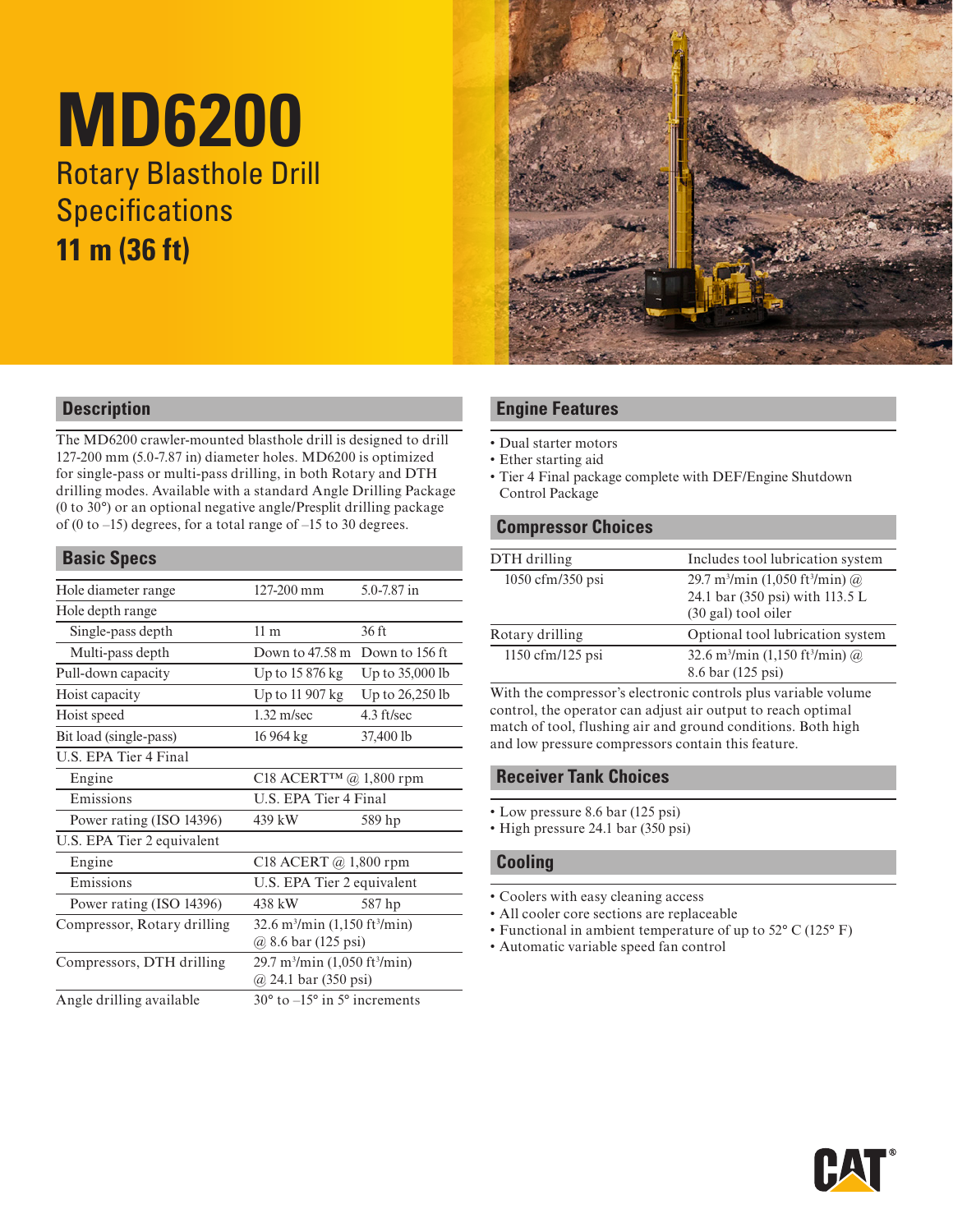# MD6200

## Rotary Blasthole Drill Specifications

## 11 m (36 ft)

## Description

The MD6200 crawler-mounted blasthole drill is designed to drill 127-200 mm (5.0-7.87 in) diameter holes. MD6200 is optimized for single-pass or multi-pass drilling, in both Rotary and DTH drilling modes. Available with a standard Angle Drilling Package (0 to 30°) or an optional negative angle/Presplit drilling package of (0 to –15) degrees, for a total range of –15 to 30 degrees.

## Basic Specs

| | | |
|---|---|---|
| Hole diameter range | 127-200 mm | 5.0-7.87 in |
| Hole depth range | | |
| Single-pass depth | 11 m | 36 ft |
| Multi-pass depth | Down to 47.58 m | Down to 156 ft |
| Pull-down capacity | Up to 15 876 kg | Up to 35,000 lb |
| Hoist capacity | Up to 11 907 kg | Up to 26,250 lb |
| Hoist speed | 1.32 m/sec | 4.3 ft/sec |
| Bit load (single-pass) | 16 964 kg | 37,400 lb |
| U.S. EPA Tier 4 Final | | |
| Engine | C18 ACERT™ @ 1,800 rpm | |
| Emissions | U.S. EPA Tier 4 Final | |
| Power rating (ISO 14396) | 439 kW | 589 hp |
| U.S. EPA Tier 2 equivalent | | |
| Engine | C18 ACERT @ 1,800 rpm | |
| Emissions | U.S. EPA Tier 2 equivalent | |
| Power rating (ISO 14396) | 438 kW | 587 hp |
| Compressor, Rotary drilling | 32.6 $m^3$/min (1,150 $ft^3$/min) @ 8.6 bar (125 psi) | |
| Compressors, DTH drilling | 29.7 $m^3$/min (1,050 $ft^3$/min) @ 24.1 bar (350 psi) | |
| Angle drilling available | 30° to –15° in 5° increments | |

## Engine Features

- Dual starter motors
- Ether starting aid
- Tier 4 Final package complete with DEF/Engine Shutdown Control Package

## Compressor Choices

| | |
|---|---|
| DTH drilling | Includes tool lubrication system |
| 1050 cfm/350 psi | 29.7 $m^3$/min (1,050 $ft^3$/min) @ 24.1 bar (350 psi) with 113.5 L (30 gal) tool oiler |
| Rotary drilling | Optional tool lubrication system |
| 1150 cfm/125 psi | 32.6 $m^3$/min (1,150 $ft^3$/min) @ 8.6 bar (125 psi) |

With the compressor's electronic controls plus variable volume control, the operator can adjust air output to reach optimal match of tool, flushing air and ground conditions. Both high and low pressure compressors contain this feature.

## Receiver Tank Choices

- Low pressure 8.6 bar (125 psi)
- High pressure 24.1 bar (350 psi)

## Cooling

- Coolers with easy cleaning access
- All cooler core sections are replaceable
- Functional in ambient temperature of up to 52° C (125° F)
- Automatic variable speed fan control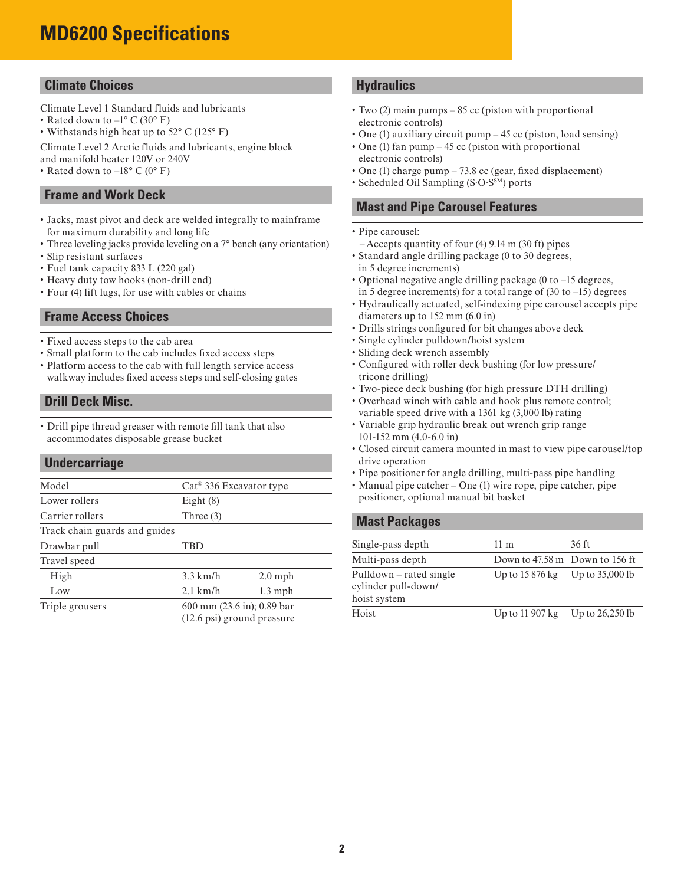# MD6200 Specifications

## Climate Choices

Climate Level 1 Standard fluids and lubricants
- Rated down to –1° C (30° F)
- Withstands high heat up to 52° C (125° F)

Climate Level 2 Arctic fluids and lubricants, engine block and manifold heater 120V or 240V
- Rated down to –18° C (0° F)

## Frame and Work Deck

- Jacks, mast pivot and deck are welded integrally to mainframe for maximum durability and long life
- Three leveling jacks provide leveling on a 7° bench (any orientation)
- Slip resistant surfaces
- Fuel tank capacity 833 L (220 gal)
- Heavy duty tow hooks (non-drill end)
- Four (4) lift lugs, for use with cables or chains

## Frame Access Choices

- Fixed access steps to the cab area
- Small platform to the cab includes fixed access steps
- Platform access to the cab with full length service access walkway includes fixed access steps and self-closing gates

## Drill Deck Misc.

- Drill pipe thread greaser with remote fill tank that also accommodates disposable grease bucket

## Undercarriage

| | | |
|---|---|---|
| Model | Cat® 336 Excavator type | |
| Lower rollers | Eight (8) | |
| Carrier rollers | Three (3) | |
| Track chain guards and guides | | |
| Drawbar pull | TBD | |
| Travel speed | | |
| High | 3.3 km/h | 2.0 mph |
| Low | 2.1 km/h | 1.3 mph |
| Triple grousers | 600 mm (23.6 in); 0.89 bar (12.6 psi) ground pressure | |

## Hydraulics

- Two (2) main pumps – 85 cc (piston with proportional electronic controls)
- One (1) auxiliary circuit pump – 45 cc (piston, load sensing)
- One (1) fan pump – 45 cc (piston with proportional electronic controls)
- One (1) charge pump – 73.8 cc (gear, fixed displacement)
- Scheduled Oil Sampling (S·O·S℠) ports

## Mast and Pipe Carousel Features

- Pipe carousel:
  – Accepts quantity of four (4) 9.14 m (30 ft) pipes
- Standard angle drilling package (0 to 30 degrees, in 5 degree increments)
- Optional negative angle drilling package (0 to –15 degrees, in 5 degree increments) for a total range of (30 to –15) degrees
- Hydraulically actuated, self-indexing pipe carousel accepts pipe diameters up to 152 mm (6.0 in)
- Drills strings configured for bit changes above deck
- Single cylinder pulldown/hoist system
- Sliding deck wrench assembly
- Configured with roller deck bushing (for low pressure/ tricone drilling)
- Two-piece deck bushing (for high pressure DTH drilling)
- Overhead winch with cable and hook plus remote control; variable speed drive with a 1361 kg (3,000 lb) rating
- Variable grip hydraulic break out wrench grip range 101-152 mm (4.0-6.0 in)
- Closed circuit camera mounted in mast to view pipe carousel/top drive operation
- Pipe positioner for angle drilling, multi-pass pipe handling
- Manual pipe catcher – One (1) wire rope, pipe catcher, pipe positioner, optional manual bit basket

## Mast Packages

| | | |
|---|---|---|
| Single-pass depth | 11 m | 36 ft |
| Multi-pass depth | Down to 47.58 m | Down to 156 ft |
| Pulldown – rated single cylinder pull-down/ hoist system | Up to 15 876 kg | Up to 35,000 lb |
| Hoist | Up to 11 907 kg | Up to 26,250 lb |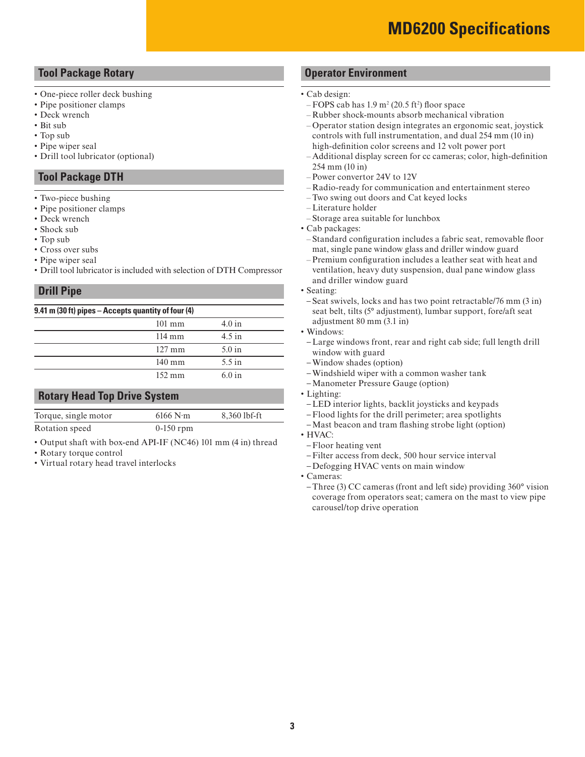# MD6200 Specifications

## Tool Package Rotary

- One-piece roller deck bushing
- Pipe positioner clamps
- Deck wrench
- Bit sub
- Top sub
- Pipe wiper seal
- Drill tool lubricator (optional)

## Tool Package DTH

- Two-piece bushing
- Pipe positioner clamps
- Deck wrench
- Shock sub
- Top sub
- Cross over subs
- Pipe wiper seal
- Drill tool lubricator is included with selection of DTH Compressor

## Drill Pipe

| 9.41 m (30 ft) pipes – Accepts quantity of four (4) | | |
|---|---|---|
| | 101 mm | 4.0 in |
| | 114 mm | 4.5 in |
| | 127 mm | 5.0 in |
| | 140 mm | 5.5 in |
| | 152 mm | 6.0 in |

## Rotary Head Top Drive System

| | | |
|---|---|---|
| Torque, single motor | 6166 N·m | 8,360 lbf-ft |
| Rotation speed | 0-150 rpm | |

- Output shaft with box-end API-IF (NC46) 101 mm (4 in) thread
- Rotary torque control
- Virtual rotary head travel interlocks

## Operator Environment

- Cab design:
  - FOPS cab has 1.9 $m^2$ (20.5 $ft^2$) floor space
  - Rubber shock-mounts absorb mechanical vibration
  - Operator station design integrates an ergonomic seat, joystick controls with full instrumentation, and dual 254 mm (10 in) high-definition color screens and 12 volt power port
  - Additional display screen for cc cameras; color, high-definition 254 mm (10 in)
  - Power convertor 24V to 12V
  - Radio-ready for communication and entertainment stereo
  - Two swing out doors and Cat keyed locks
  - Literature holder
  - Storage area suitable for lunchbox
- Cab packages:
  - Standard configuration includes a fabric seat, removable floor mat, single pane window glass and driller window guard
  - Premium configuration includes a leather seat with heat and ventilation, heavy duty suspension, dual pane window glass and driller window guard
- Seating:
  - Seat swivels, locks and has two point retractable/76 mm (3 in) seat belt, tilts (5° adjustment), lumbar support, fore/aft seat adjustment 80 mm (3.1 in)
- Windows:
  - Large windows front, rear and right cab side; full length drill window with guard
  - Window shades (option)
  - Windshield wiper with a common washer tank
  - Manometer Pressure Gauge (option)
- Lighting:
  - LED interior lights, backlit joysticks and keypads
  - Flood lights for the drill perimeter; area spotlights
  - Mast beacon and tram flashing strobe light (option)
- HVAC:
  - Floor heating vent
  - Filter access from deck, 500 hour service interval
  - Defogging HVAC vents on main window
- Cameras:
  - Three (3) CC cameras (front and left side) providing 360° vision coverage from operators seat; camera on the mast to view pipe carousel/top drive operation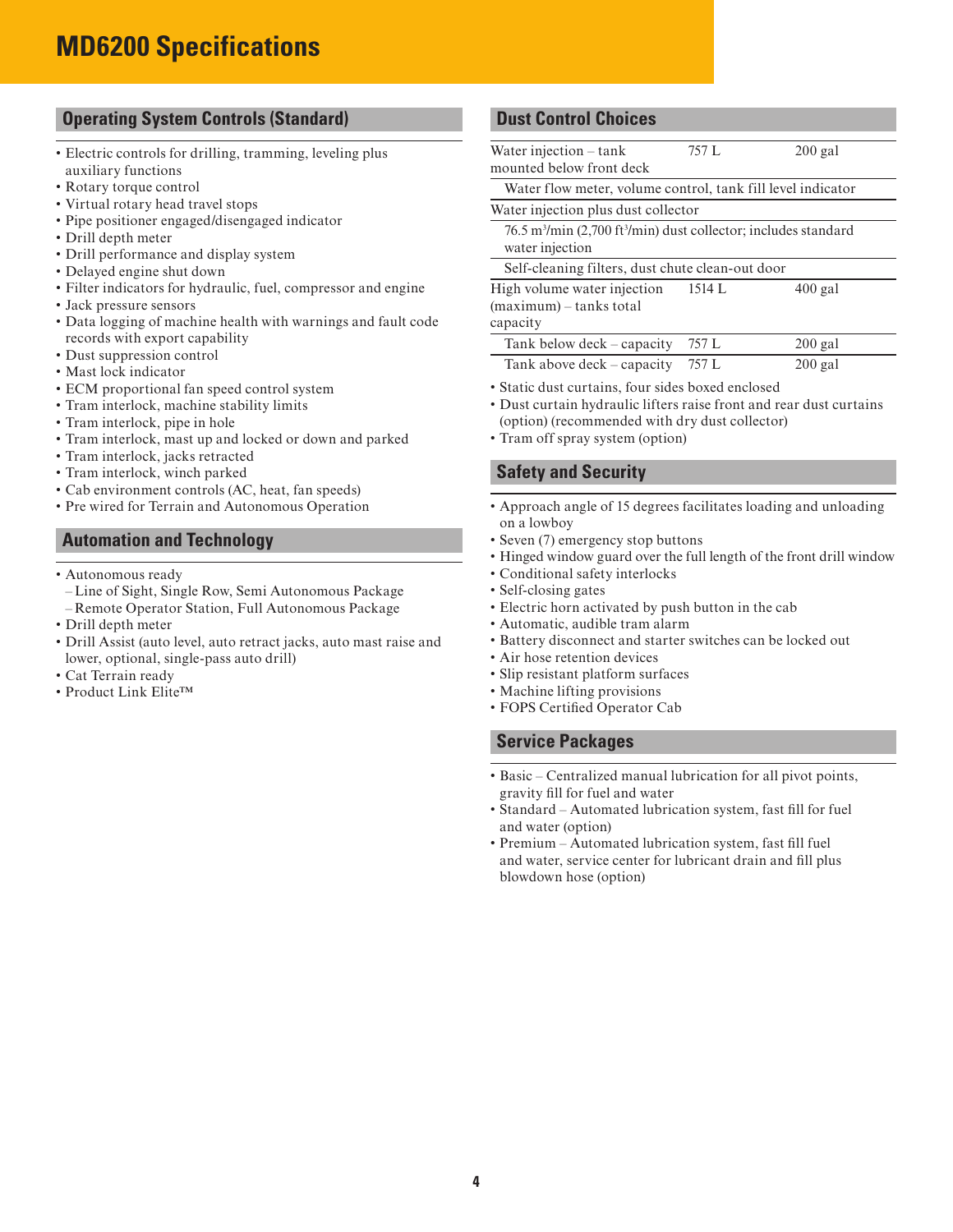# MD6200 Specifications

## Operating System Controls (Standard)

- Electric controls for drilling, tramming, leveling plus auxiliary functions
- Rotary torque control
- Virtual rotary head travel stops
- Pipe positioner engaged/disengaged indicator
- Drill depth meter
- Drill performance and display system
- Delayed engine shut down
- Filter indicators for hydraulic, fuel, compressor and engine
- Jack pressure sensors
- Data logging of machine health with warnings and fault code records with export capability
- Dust suppression control
- Mast lock indicator
- ECM proportional fan speed control system
- Tram interlock, machine stability limits
- Tram interlock, pipe in hole
- Tram interlock, mast up and locked or down and parked
- Tram interlock, jacks retracted
- Tram interlock, winch parked
- Cab environment controls (AC, heat, fan speeds)
- Pre wired for Terrain and Autonomous Operation

## Automation and Technology

- Autonomous ready
  - Line of Sight, Single Row, Semi Autonomous Package
  - Remote Operator Station, Full Autonomous Package
- Drill depth meter
- Drill Assist (auto level, auto retract jacks, auto mast raise and lower, optional, single-pass auto drill)
- Cat Terrain ready
- Product Link Elite™

## Dust Control Choices

| | | |
|---|---|---|
| Water injection – tank mounted below front deck | 757 L | 200 gal |
| Water flow meter, volume control, tank fill level indicator | | |
| Water injection plus dust collector | | |
| 76.5 m³/min (2,700 ft³/min) dust collector; includes standard water injection | | |
| Self-cleaning filters, dust chute clean-out door | | |
| High volume water injection (maximum) – tanks total capacity | 1514 L | 400 gal |
| Tank below deck – capacity | 757 L | 200 gal |
| Tank above deck – capacity | 757 L | 200 gal |

- Static dust curtains, four sides boxed enclosed
- Dust curtain hydraulic lifters raise front and rear dust curtains (option) (recommended with dry dust collector)
- Tram off spray system (option)

## Safety and Security

- Approach angle of 15 degrees facilitates loading and unloading on a lowboy
- Seven (7) emergency stop buttons
- Hinged window guard over the full length of the front drill window
- Conditional safety interlocks
- Self-closing gates
- Electric horn activated by push button in the cab
- Automatic, audible tram alarm
- Battery disconnect and starter switches can be locked out
- Air hose retention devices
- Slip resistant platform surfaces
- Machine lifting provisions
- FOPS Certified Operator Cab

## Service Packages

- Basic – Centralized manual lubrication for all pivot points, gravity fill for fuel and water
- Standard – Automated lubrication system, fast fill for fuel and water (option)
- Premium – Automated lubrication system, fast fill fuel and water, service center for lubricant drain and fill plus blowdown hose (option)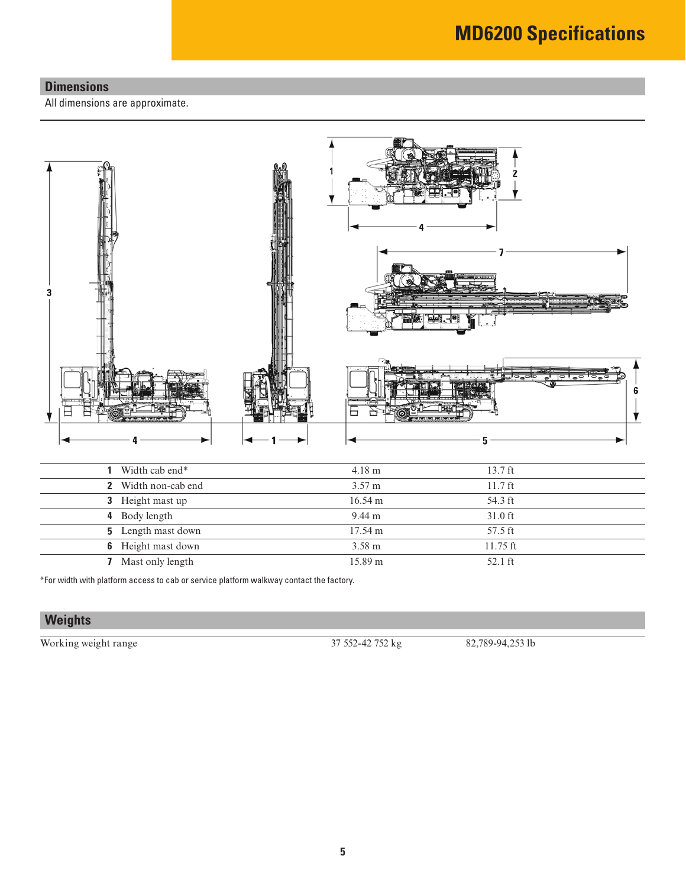# MD6200 Specifications

## Dimensions

All dimensions are approximate.

| | | | |
|---|---|---|---|
| **1** | Width cab end* | 4.18 m | 13.7 ft |
| **2** | Width non-cab end | 3.57 m | 11.7 ft |
| **3** | Height mast up | 16.54 m | 54.3 ft |
| **4** | Body length | 9.44 m | 31.0 ft |
| **5** | Length mast down | 17.54 m | 57.5 ft |
| **6** | Height mast down | 3.58 m | 11.75 ft |
| **7** | Mast only length | 15.89 m | 52.1 ft |

*For width with platform access to cab or service platform walkway contact the factory.

## Weights

| | | |
|---|---|---|
| Working weight range | 37 552-42 752 kg | 82,789-94,253 lb |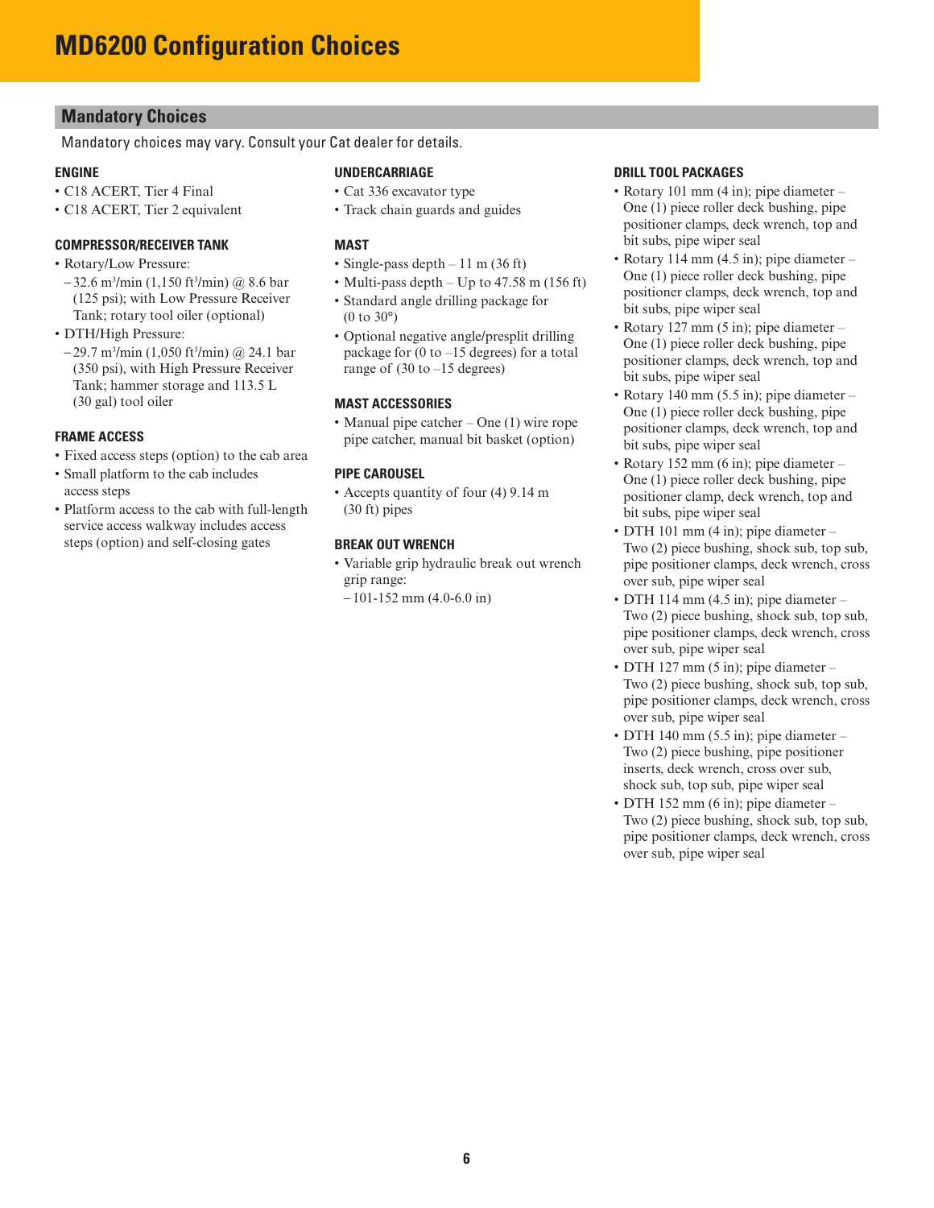# MD6200 Configuration Choices

## Mandatory Choices

Mandatory choices may vary. Consult your Cat dealer for details.

### ENGINE

- C18 ACERT, Tier 4 Final
- C18 ACERT, Tier 2 equivalent

### COMPRESSOR/RECEIVER TANK

- Rotary/Low Pressure:
  - 32.6 $m^3$/min (1,150 $ft^3$/min) @ 8.6 bar (125 psi); with Low Pressure Receiver Tank; rotary tool oiler (optional)
- DTH/High Pressure:
  - 29.7 $m^3$/min (1,050 $ft^3$/min) @ 24.1 bar (350 psi), with High Pressure Receiver Tank; hammer storage and 113.5 L (30 gal) tool oiler

### FRAME ACCESS

- Fixed access steps (option) to the cab area
- Small platform to the cab includes access steps
- Platform access to the cab with full-length service access walkway includes access steps (option) and self-closing gates

### UNDERCARRIAGE

- Cat 336 excavator type
- Track chain guards and guides

### MAST

- Single-pass depth – 11 m (36 ft)
- Multi-pass depth – Up to 47.58 m (156 ft)
- Standard angle drilling package for (0 to 30°)
- Optional negative angle/presplit drilling package for (0 to –15 degrees) for a total range of (30 to –15 degrees)

### MAST ACCESSORIES

- Manual pipe catcher – One (1) wire rope pipe catcher, manual bit basket (option)

### PIPE CAROUSEL

- Accepts quantity of four (4) 9.14 m (30 ft) pipes

### BREAK OUT WRENCH

- Variable grip hydraulic break out wrench grip range:
  - 101-152 mm (4.0-6.0 in)

### DRILL TOOL PACKAGES

- Rotary 101 mm (4 in); pipe diameter – One (1) piece roller deck bushing, pipe positioner clamps, deck wrench, top and bit subs, pipe wiper seal
- Rotary 114 mm (4.5 in); pipe diameter – One (1) piece roller deck bushing, pipe positioner clamps, deck wrench, top and bit subs, pipe wiper seal
- Rotary 127 mm (5 in); pipe diameter – One (1) piece roller deck bushing, pipe positioner clamps, deck wrench, top and bit subs, pipe wiper seal
- Rotary 140 mm (5.5 in); pipe diameter – One (1) piece roller deck bushing, pipe positioner clamps, deck wrench, top and bit subs, pipe wiper seal
- Rotary 152 mm (6 in); pipe diameter – One (1) piece roller deck bushing, pipe positioner clamp, deck wrench, top and bit subs, pipe wiper seal
- DTH 101 mm (4 in); pipe diameter – Two (2) piece bushing, shock sub, top sub, pipe positioner clamps, deck wrench, cross over sub, pipe wiper seal
- DTH 114 mm (4.5 in); pipe diameter – Two (2) piece bushing, shock sub, top sub, pipe positioner clamps, deck wrench, cross over sub, pipe wiper seal
- DTH 127 mm (5 in); pipe diameter – Two (2) piece bushing, shock sub, top sub, pipe positioner clamps, deck wrench, cross over sub, pipe wiper seal
- DTH 140 mm (5.5 in); pipe diameter – Two (2) piece bushing, pipe positioner inserts, deck wrench, cross over sub, shock sub, top sub, pipe wiper seal
- DTH 152 mm (6 in); pipe diameter – Two (2) piece bushing, shock sub, top sub, pipe positioner clamps, deck wrench, cross over sub, pipe wiper seal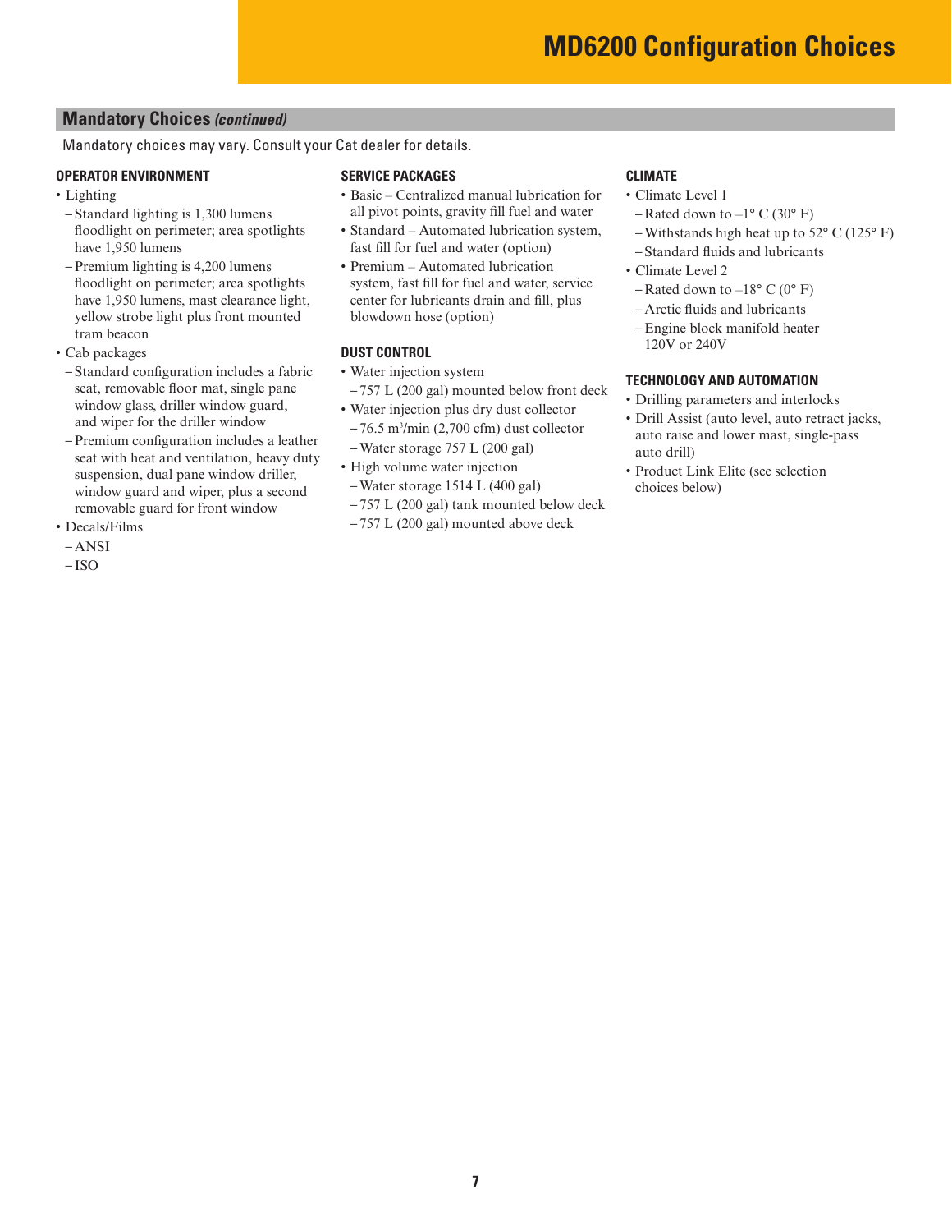# MD6200 Configuration Choices

## Mandatory Choices *(continued)*

Mandatory choices may vary. Consult your Cat dealer for details.

### OPERATOR ENVIRONMENT

- Lighting
  - Standard lighting is 1,300 lumens floodlight on perimeter; area spotlights have 1,950 lumens
  - Premium lighting is 4,200 lumens floodlight on perimeter; area spotlights have 1,950 lumens, mast clearance light, yellow strobe light plus front mounted tram beacon
- Cab packages
  - Standard configuration includes a fabric seat, removable floor mat, single pane window glass, driller window guard, and wiper for the driller window
  - Premium configuration includes a leather seat with heat and ventilation, heavy duty suspension, dual pane window driller, window guard and wiper, plus a second removable guard for front window
- Decals/Films
  - ANSI
  - ISO

### SERVICE PACKAGES

- Basic – Centralized manual lubrication for all pivot points, gravity fill fuel and water
- Standard – Automated lubrication system, fast fill for fuel and water (option)
- Premium – Automated lubrication system, fast fill for fuel and water, service center for lubricants drain and fill, plus blowdown hose (option)

### DUST CONTROL

- Water injection system
  - 757 L (200 gal) mounted below front deck
- Water injection plus dry dust collector
  - 76.5 $m^3$/min (2,700 cfm) dust collector
  - Water storage 757 L (200 gal)
- High volume water injection
  - Water storage 1514 L (400 gal)
  - 757 L (200 gal) tank mounted below deck
  - 757 L (200 gal) mounted above deck

### CLIMATE

- Climate Level 1
  - Rated down to –1° C (30° F)
  - Withstands high heat up to 52° C (125° F)
  - Standard fluids and lubricants
- Climate Level 2
  - Rated down to –18° C (0° F)
  - Arctic fluids and lubricants
  - Engine block manifold heater 120V or 240V

### TECHNOLOGY AND AUTOMATION

- Drilling parameters and interlocks
- Drill Assist (auto level, auto retract jacks, auto raise and lower mast, single-pass auto drill)
- Product Link Elite (see selection choices below)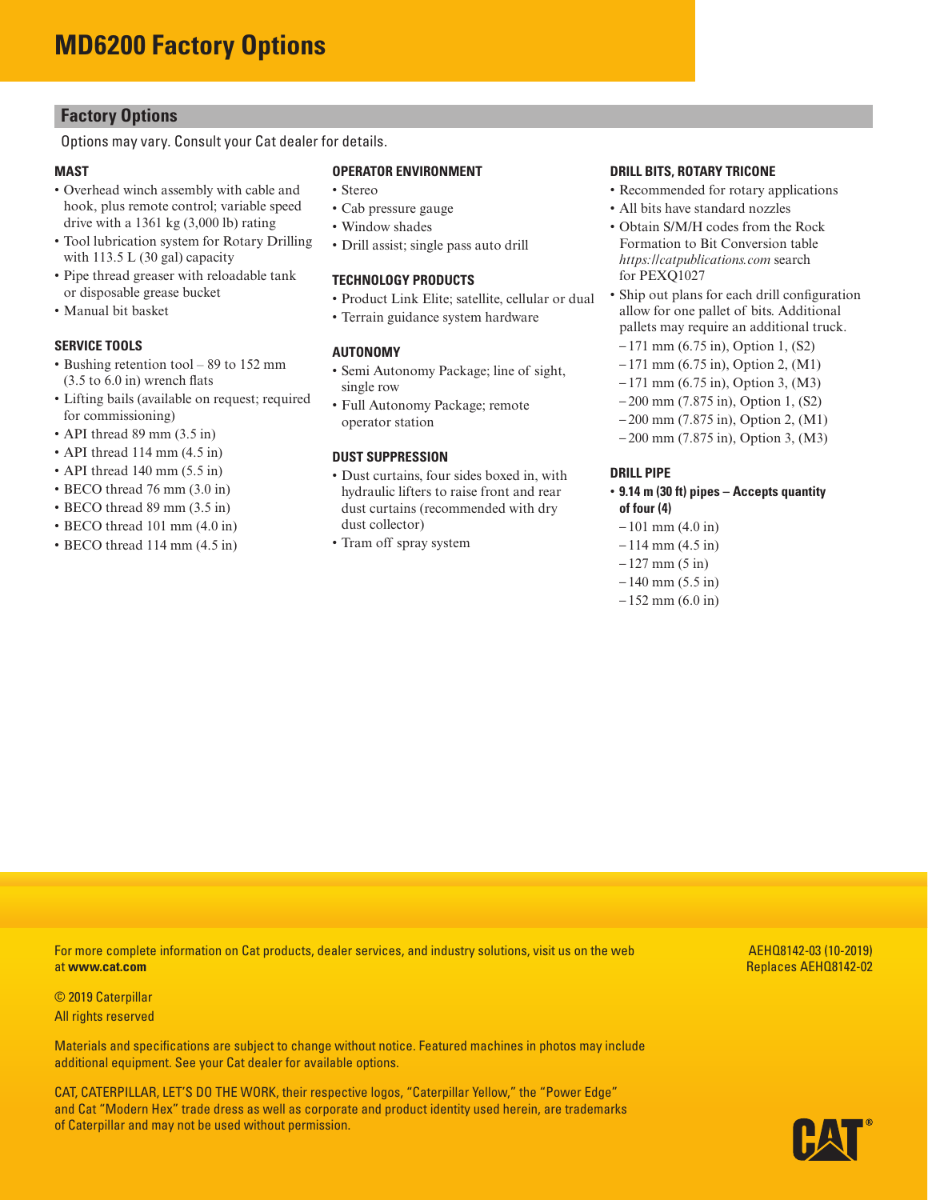# MD6200 Factory Options

## Factory Options

Options may vary. Consult your Cat dealer for details.

### MAST

- Overhead winch assembly with cable and hook, plus remote control; variable speed drive with a 1361 kg (3,000 lb) rating
- Tool lubrication system for Rotary Drilling with 113.5 L (30 gal) capacity
- Pipe thread greaser with reloadable tank or disposable grease bucket
- Manual bit basket

### SERVICE TOOLS

- Bushing retention tool – 89 to 152 mm (3.5 to 6.0 in) wrench flats
- Lifting bails (available on request; required for commissioning)
- API thread 89 mm (3.5 in)
- API thread 114 mm (4.5 in)
- API thread 140 mm (5.5 in)
- BECO thread 76 mm (3.0 in)
- BECO thread 89 mm (3.5 in)
- BECO thread 101 mm (4.0 in)
- BECO thread 114 mm (4.5 in)

### OPERATOR ENVIRONMENT

- Stereo
- Cab pressure gauge
- Window shades
- Drill assist; single pass auto drill

### TECHNOLOGY PRODUCTS

- Product Link Elite; satellite, cellular or dual
- Terrain guidance system hardware

### AUTONOMY

- Semi Autonomy Package; line of sight, single row
- Full Autonomy Package; remote operator station

### DUST SUPPRESSION

- Dust curtains, four sides boxed in, with hydraulic lifters to raise front and rear dust curtains (recommended with dry dust collector)
- Tram off spray system

### DRILL BITS, ROTARY TRICONE

- Recommended for rotary applications
- All bits have standard nozzles
- Obtain S/M/H codes from the Rock Formation to Bit Conversion table *https://catpublications.com* search for PEXQ1027
- Ship out plans for each drill configuration allow for one pallet of bits. Additional pallets may require an additional truck.
  - 171 mm (6.75 in), Option 1, (S2)
  - 171 mm (6.75 in), Option 2, (M1)
  - 171 mm (6.75 in), Option 3, (M3)
  - 200 mm (7.875 in), Option 1, (S2)
  - 200 mm (7.875 in), Option 2, (M1)
  - 200 mm (7.875 in), Option 3, (M3)

### DRILL PIPE

- **9.14 m (30 ft) pipes – Accepts quantity of four (4)**
  - 101 mm (4.0 in)
  - 114 mm (4.5 in)
  - 127 mm (5 in)
  - 140 mm (5.5 in)
  - 152 mm (6.0 in)

For more complete information on Cat products, dealer services, and industry solutions, visit us on the web at **www.cat.com**

AEHQ8142-03 (10-2019)
Replaces AEHQ8142-02

© 2019 Caterpillar
All rights reserved

Materials and specifications are subject to change without notice. Featured machines in photos may include additional equipment. See your Cat dealer for available options.

CAT, CATERPILLAR, LET'S DO THE WORK, their respective logos, "Caterpillar Yellow," the "Power Edge" and Cat "Modern Hex" trade dress as well as corporate and product identity used herein, are trademarks of Caterpillar and may not be used without permission.